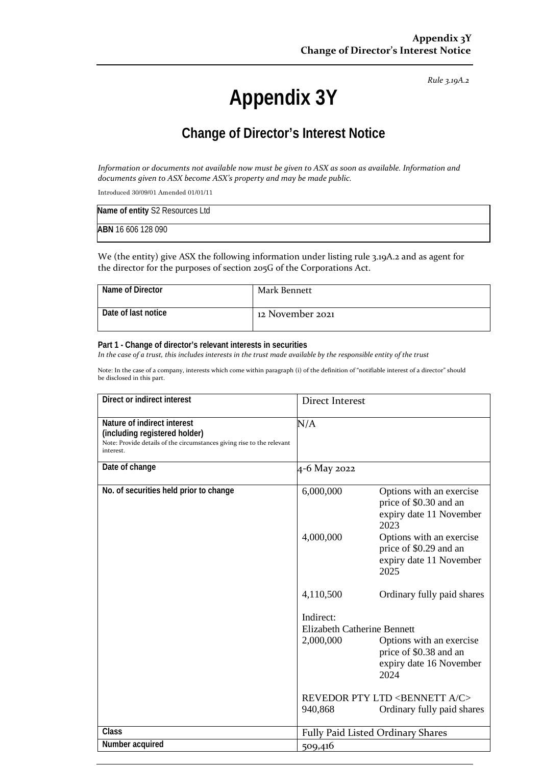**Appendix 3Y**
**Change of Director's Interest Notice**

*Rule 3.19A.2*

# Appendix 3Y

## Change of Director's Interest Notice

*Information or documents not available now must be given to ASX as soon as available. Information and documents given to ASX become ASX's property and may be made public.*

Introduced 30/09/01 Amended 01/01/11

| **Name of entity** S2 Resources Ltd |
|---|
| **ABN** 16 606 128 090 |

We (the entity) give ASX the following information under listing rule 3.19A.2 and as agent for the director for the purposes of section 205G of the Corporations Act.

| **Name of Director** | Mark Bennett |
|---|---|
| **Date of last notice** | 12 November 2021 |

**Part 1 - Change of director's relevant interests in securities**
*In the case of a trust, this includes interests in the trust made available by the responsible entity of the trust*

Note: In the case of a company, interests which come within paragraph (i) of the definition of "notifiable interest of a director" should be disclosed in this part.

| **Direct or indirect interest** | Direct Interest |
|---|---|
| **Nature of indirect interest (including registered holder)**<br>Note: Provide details of the circumstances giving rise to the relevant interest. | N/A |
| **Date of change** | 4-6 May 2022 |
| **No. of securities held prior to change** | 6,000,000 Options with an exercise price of $0.30 and an expiry date 11 November 2023<br>4,000,000 Options with an exercise price of $0.29 and an expiry date 11 November 2025<br><br>4,110,500 Ordinary fully paid shares<br><br>Indirect:<br>Elizabeth Catherine Bennett<br>2,000,000 Options with an exercise price of $0.38 and an expiry date 16 November 2024<br><br>REVEDOR PTY LTD <BENNETT A/C><br>940,868 Ordinary fully paid shares |
| **Class** | Fully Paid Listed Ordinary Shares |
| **Number acquired** | 509,416 |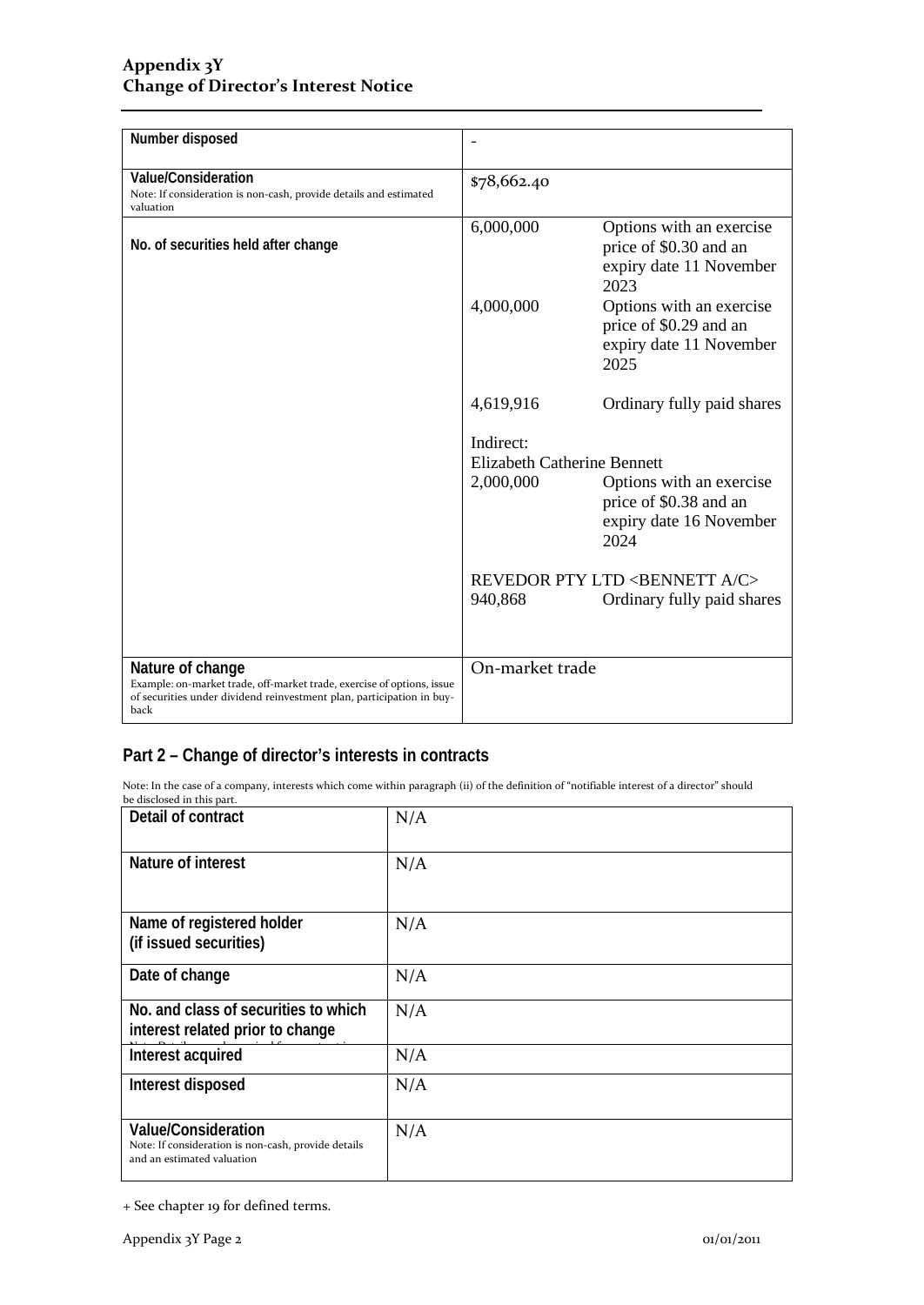| | |
|---|---|
| Number disposed | - |
| Value/Consideration<br>Note: If consideration is non-cash, provide details and estimated valuation | $78,662.40 |
| No. of securities held after change | 6,000,000 Options with an exercise price of $0.30 and an expiry date 11 November 2023<br>4,000,000 Options with an exercise price of $0.29 and an expiry date 11 November 2025<br><br>4,619,916 Ordinary fully paid shares<br><br>Indirect:<br>Elizabeth Catherine Bennett<br>2,000,000 Options with an exercise price of $0.38 and an expiry date 16 November 2024<br><br>REVEDOR PTY LTD <BENNETT A/C><br>940,868 Ordinary fully paid shares |
| Nature of change<br>Example: on-market trade, off-market trade, exercise of options, issue of securities under dividend reinvestment plan, participation in buy-back | On-market trade |

## Part 2 – Change of director's interests in contracts

Note: In the case of a company, interests which come within paragraph (ii) of the definition of "notifiable interest of a director" should be disclosed in this part.

| | |
|---|---|
| Detail of contract | N/A |
| Nature of interest | N/A |
| Name of registered holder<br>(if issued securities) | N/A |
| Date of change | N/A |
| No. and class of securities to which interest related prior to change | N/A |
| Interest acquired | N/A |
| Interest disposed | N/A |
| Value/Consideration<br>Note: If consideration is non-cash, provide details and an estimated valuation | N/A |

+ See chapter 19 for defined terms.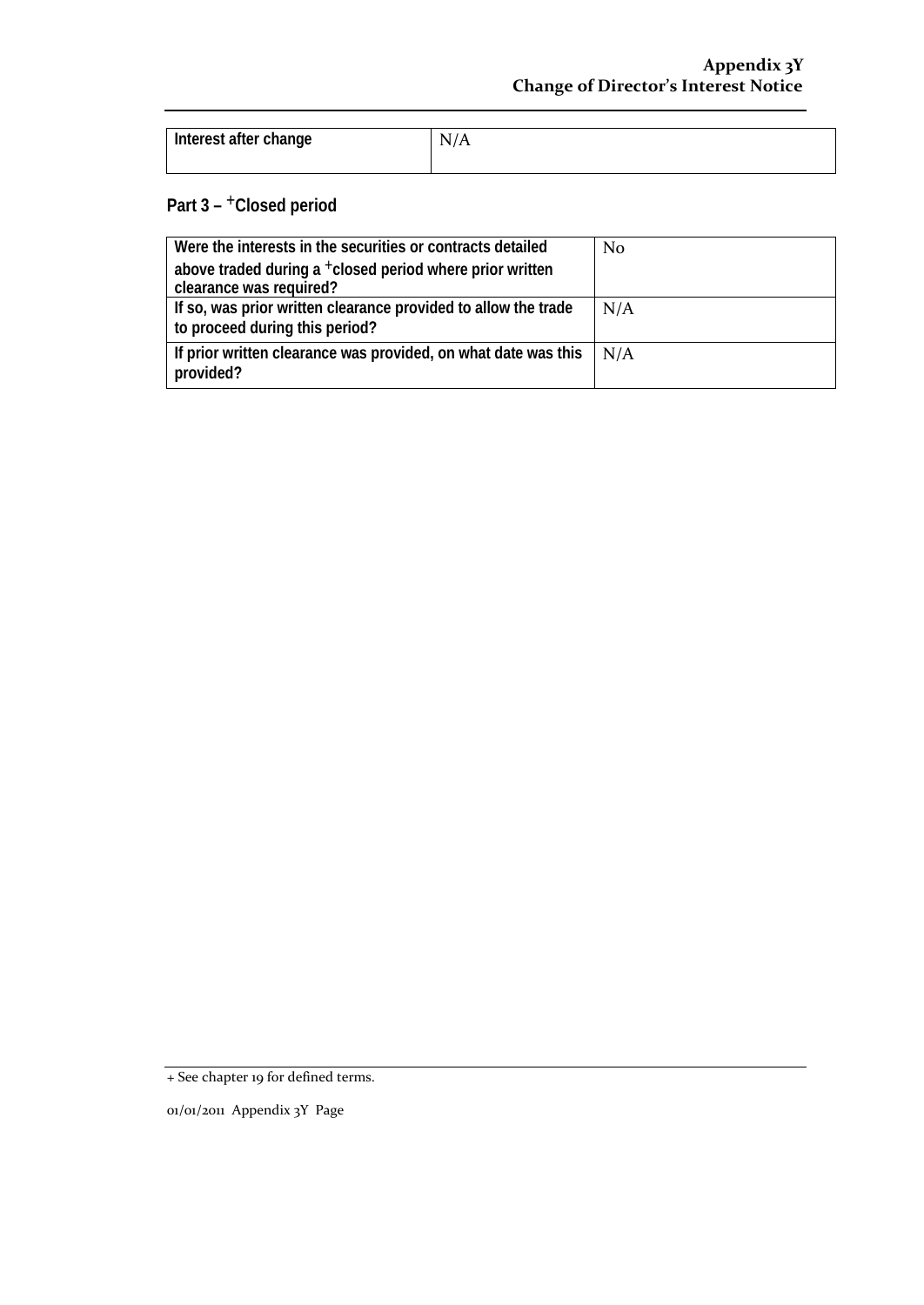| | |
|---|---|
| Interest after change | N/A |

## Part 3 – +Closed period

| | |
|---|---|
| Were the interests in the securities or contracts detailed above traded during a +closed period where prior written clearance was required? | No |
| If so, was prior written clearance provided to allow the trade to proceed during this period? | N/A |
| If prior written clearance was provided, on what date was this provided? | N/A |

+ See chapter 19 for defined terms.